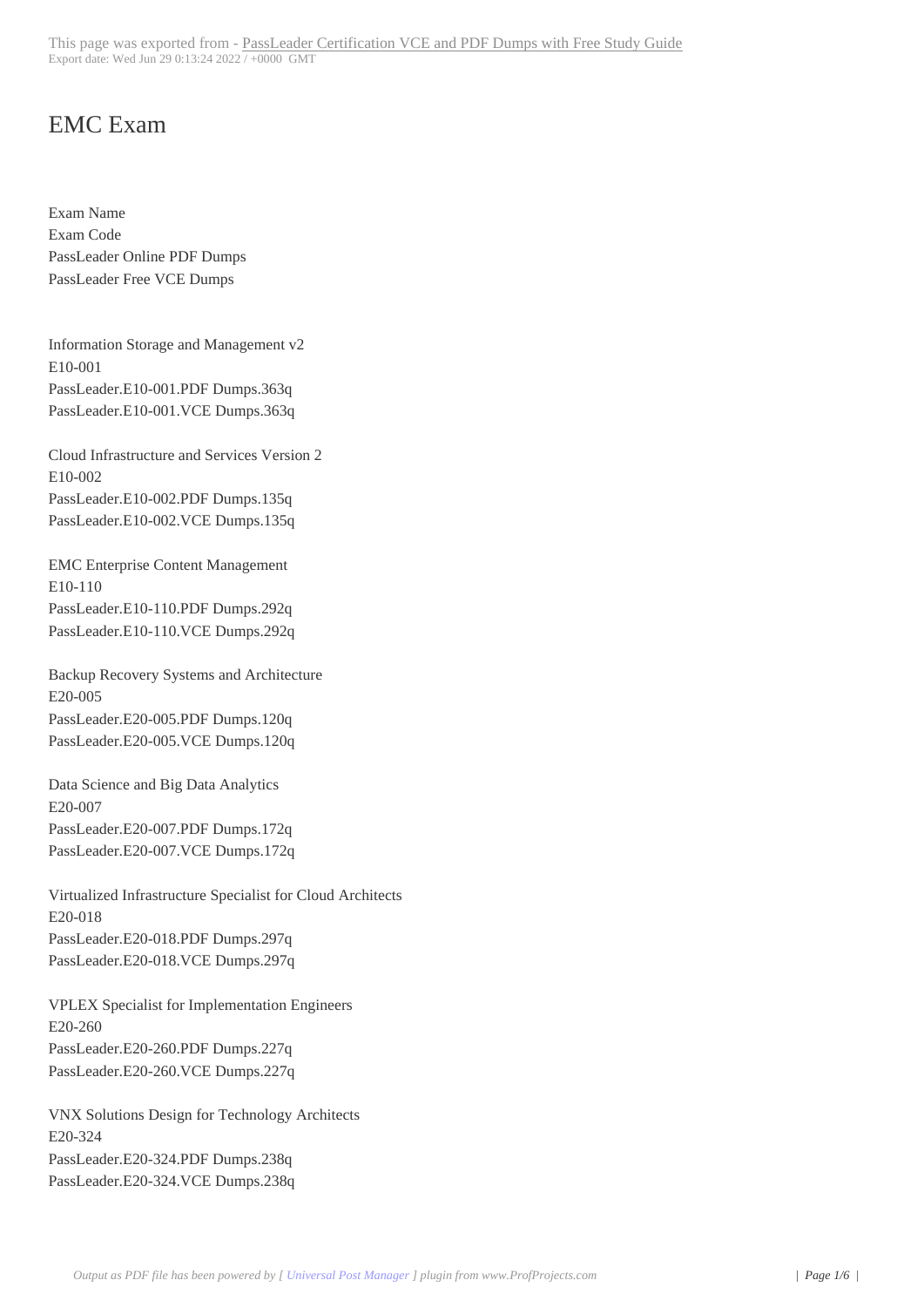This page was exported from - PassLeader Certification VCE and PDF Dumps with Free Study Guide
Export date: Wed Jun 29 0:13:24 2022 / +0000 GMT

# EMC Exam

Exam Name
Exam Code
PassLeader Online PDF Dumps
PassLeader Free VCE Dumps

Information Storage and Management v2
E10-001
PassLeader.E10-001.PDF Dumps.363q
PassLeader.E10-001.VCE Dumps.363q

Cloud Infrastructure and Services Version 2
E10-002
PassLeader.E10-002.PDF Dumps.135q
PassLeader.E10-002.VCE Dumps.135q

EMC Enterprise Content Management
E10-110
PassLeader.E10-110.PDF Dumps.292q
PassLeader.E10-110.VCE Dumps.292q

Backup Recovery Systems and Architecture
E20-005
PassLeader.E20-005.PDF Dumps.120q
PassLeader.E20-005.VCE Dumps.120q

Data Science and Big Data Analytics
E20-007
PassLeader.E20-007.PDF Dumps.172q
PassLeader.E20-007.VCE Dumps.172q

Virtualized Infrastructure Specialist for Cloud Architects
E20-018
PassLeader.E20-018.PDF Dumps.297q
PassLeader.E20-018.VCE Dumps.297q

VPLEX Specialist for Implementation Engineers
E20-260
PassLeader.E20-260.PDF Dumps.227q
PassLeader.E20-260.VCE Dumps.227q

VNX Solutions Design for Technology Architects
E20-324
PassLeader.E20-324.PDF Dumps.238q
PassLeader.E20-324.VCE Dumps.238q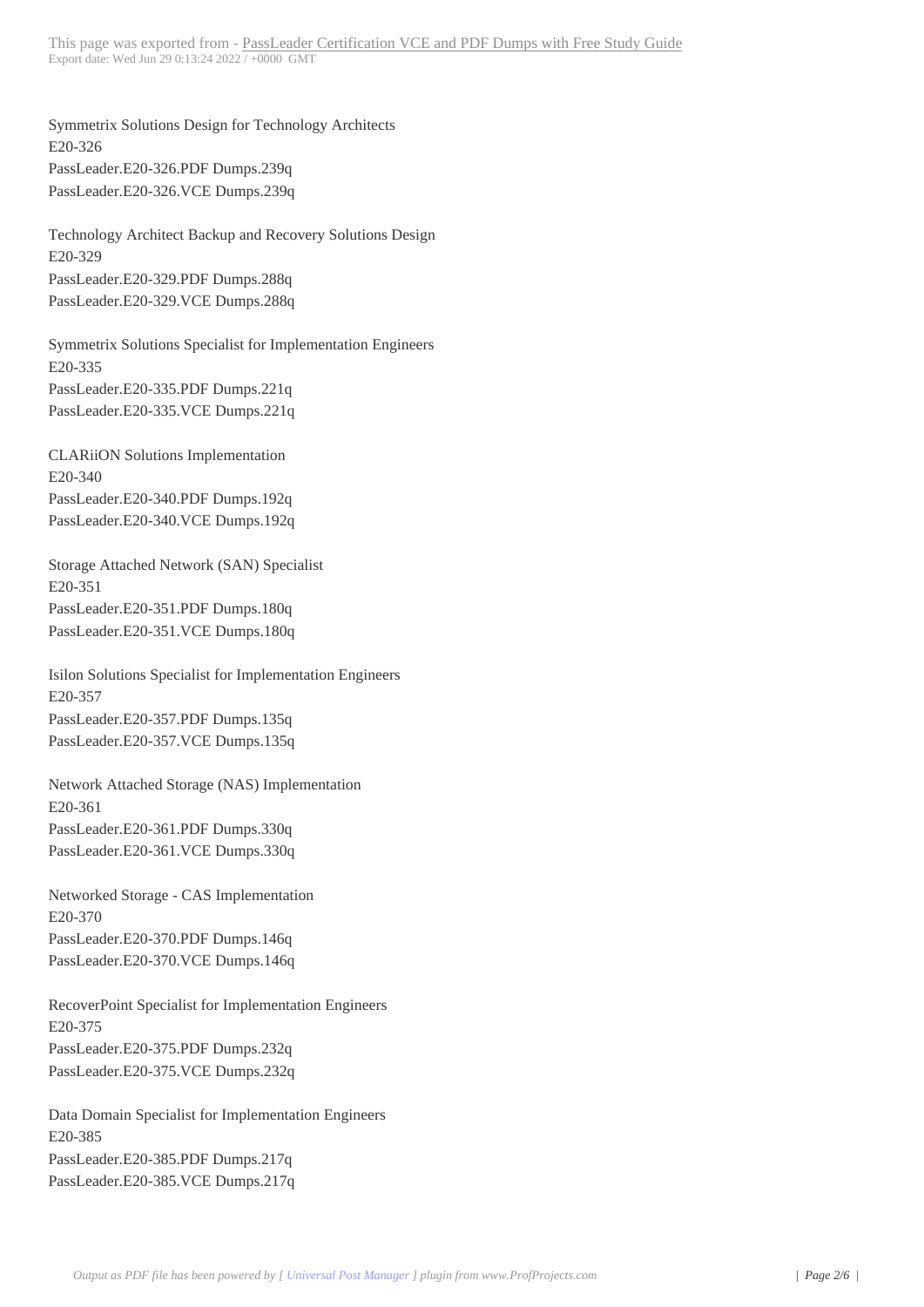Symmetrix Solutions Design for Technology Architects
E20-326
PassLeader.E20-326.PDF Dumps.239q
PassLeader.E20-326.VCE Dumps.239q

Technology Architect Backup and Recovery Solutions Design
E20-329
PassLeader.E20-329.PDF Dumps.288q
PassLeader.E20-329.VCE Dumps.288q

Symmetrix Solutions Specialist for Implementation Engineers
E20-335
PassLeader.E20-335.PDF Dumps.221q
PassLeader.E20-335.VCE Dumps.221q

CLARiiON Solutions Implementation
E20-340
PassLeader.E20-340.PDF Dumps.192q
PassLeader.E20-340.VCE Dumps.192q

Storage Attached Network (SAN) Specialist
E20-351
PassLeader.E20-351.PDF Dumps.180q
PassLeader.E20-351.VCE Dumps.180q

Isilon Solutions Specialist for Implementation Engineers
E20-357
PassLeader.E20-357.PDF Dumps.135q
PassLeader.E20-357.VCE Dumps.135q

Network Attached Storage (NAS) Implementation
E20-361
PassLeader.E20-361.PDF Dumps.330q
PassLeader.E20-361.VCE Dumps.330q

Networked Storage - CAS Implementation
E20-370
PassLeader.E20-370.PDF Dumps.146q
PassLeader.E20-370.VCE Dumps.146q

RecoverPoint Specialist for Implementation Engineers
E20-375
PassLeader.E20-375.PDF Dumps.232q
PassLeader.E20-375.VCE Dumps.232q

Data Domain Specialist for Implementation Engineers
E20-385
PassLeader.E20-385.PDF Dumps.217q
PassLeader.E20-385.VCE Dumps.217q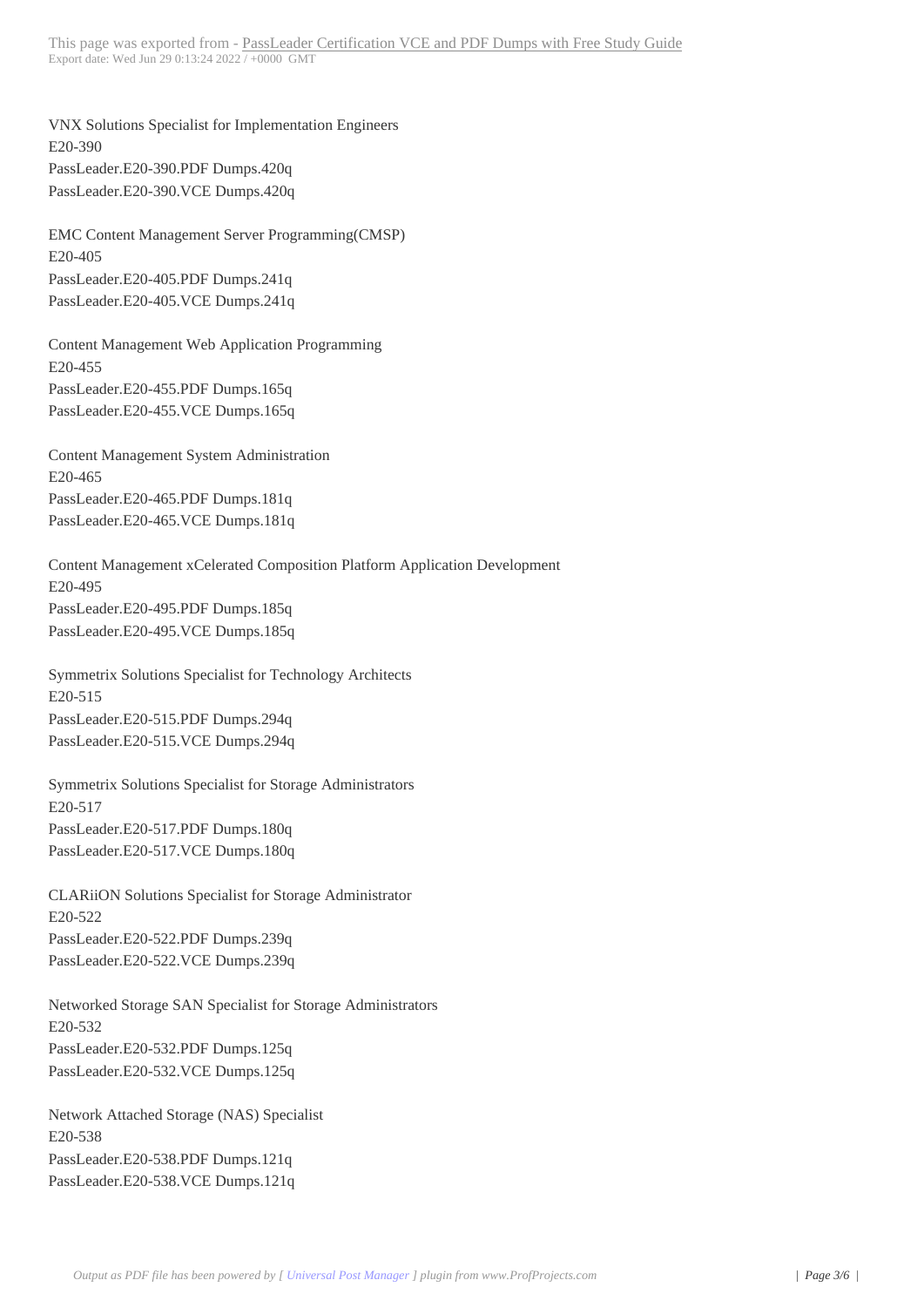VNX Solutions Specialist for Implementation Engineers
E20-390
PassLeader.E20-390.PDF Dumps.420q
PassLeader.E20-390.VCE Dumps.420q

EMC Content Management Server Programming(CMSP)
E20-405
PassLeader.E20-405.PDF Dumps.241q
PassLeader.E20-405.VCE Dumps.241q

Content Management Web Application Programming
E20-455
PassLeader.E20-455.PDF Dumps.165q
PassLeader.E20-455.VCE Dumps.165q

Content Management System Administration
E20-465
PassLeader.E20-465.PDF Dumps.181q
PassLeader.E20-465.VCE Dumps.181q

Content Management xCelerated Composition Platform Application Development
E20-495
PassLeader.E20-495.PDF Dumps.185q
PassLeader.E20-495.VCE Dumps.185q

Symmetrix Solutions Specialist for Technology Architects
E20-515
PassLeader.E20-515.PDF Dumps.294q
PassLeader.E20-515.VCE Dumps.294q

Symmetrix Solutions Specialist for Storage Administrators
E20-517
PassLeader.E20-517.PDF Dumps.180q
PassLeader.E20-517.VCE Dumps.180q

CLARiiON Solutions Specialist for Storage Administrator
E20-522
PassLeader.E20-522.PDF Dumps.239q
PassLeader.E20-522.VCE Dumps.239q

Networked Storage SAN Specialist for Storage Administrators
E20-532
PassLeader.E20-532.PDF Dumps.125q
PassLeader.E20-532.VCE Dumps.125q

Network Attached Storage (NAS) Specialist
E20-538
PassLeader.E20-538.PDF Dumps.121q
PassLeader.E20-538.VCE Dumps.121q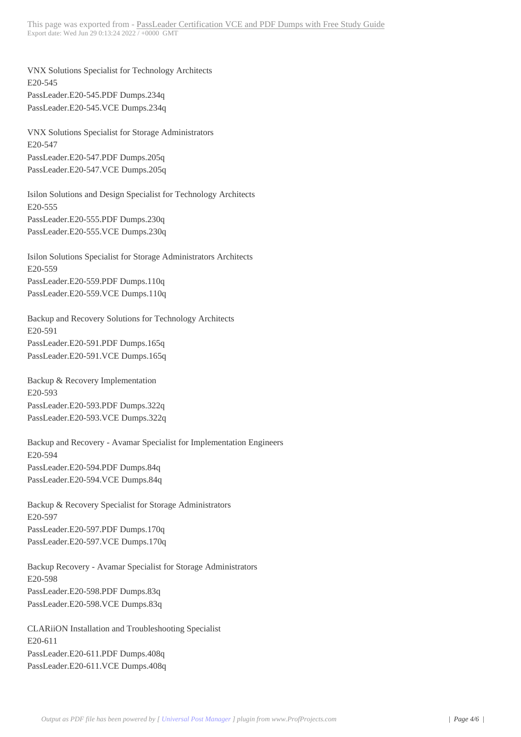VNX Solutions Specialist for Technology Architects
E20-545
PassLeader.E20-545.PDF Dumps.234q
PassLeader.E20-545.VCE Dumps.234q

VNX Solutions Specialist for Storage Administrators
E20-547
PassLeader.E20-547.PDF Dumps.205q
PassLeader.E20-547.VCE Dumps.205q

Isilon Solutions and Design Specialist for Technology Architects
E20-555
PassLeader.E20-555.PDF Dumps.230q
PassLeader.E20-555.VCE Dumps.230q

Isilon Solutions Specialist for Storage Administrators Architects
E20-559
PassLeader.E20-559.PDF Dumps.110q
PassLeader.E20-559.VCE Dumps.110q

Backup and Recovery Solutions for Technology Architects
E20-591
PassLeader.E20-591.PDF Dumps.165q
PassLeader.E20-591.VCE Dumps.165q

Backup & Recovery Implementation
E20-593
PassLeader.E20-593.PDF Dumps.322q
PassLeader.E20-593.VCE Dumps.322q

Backup and Recovery - Avamar Specialist for Implementation Engineers
E20-594
PassLeader.E20-594.PDF Dumps.84q
PassLeader.E20-594.VCE Dumps.84q

Backup & Recovery Specialist for Storage Administrators
E20-597
PassLeader.E20-597.PDF Dumps.170q
PassLeader.E20-597.VCE Dumps.170q

Backup Recovery - Avamar Specialist for Storage Administrators
E20-598
PassLeader.E20-598.PDF Dumps.83q
PassLeader.E20-598.VCE Dumps.83q

CLARiiON Installation and Troubleshooting Specialist
E20-611
PassLeader.E20-611.PDF Dumps.408q
PassLeader.E20-611.VCE Dumps.408q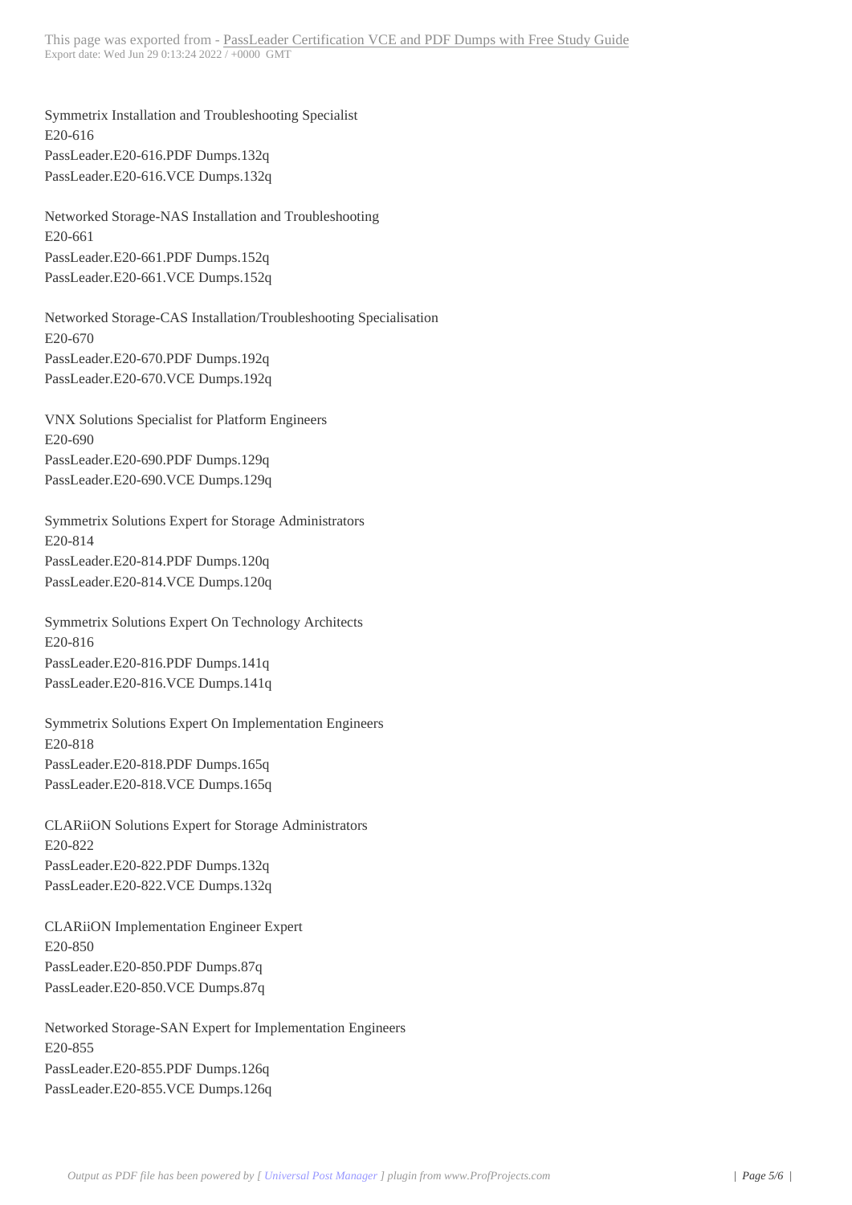Symmetrix Installation and Troubleshooting Specialist
E20-616
PassLeader.E20-616.PDF Dumps.132q
PassLeader.E20-616.VCE Dumps.132q

Networked Storage-NAS Installation and Troubleshooting
E20-661
PassLeader.E20-661.PDF Dumps.152q
PassLeader.E20-661.VCE Dumps.152q

Networked Storage-CAS Installation/Troubleshooting Specialisation
E20-670
PassLeader.E20-670.PDF Dumps.192q
PassLeader.E20-670.VCE Dumps.192q

VNX Solutions Specialist for Platform Engineers
E20-690
PassLeader.E20-690.PDF Dumps.129q
PassLeader.E20-690.VCE Dumps.129q

Symmetrix Solutions Expert for Storage Administrators
E20-814
PassLeader.E20-814.PDF Dumps.120q
PassLeader.E20-814.VCE Dumps.120q

Symmetrix Solutions Expert On Technology Architects
E20-816
PassLeader.E20-816.PDF Dumps.141q
PassLeader.E20-816.VCE Dumps.141q

Symmetrix Solutions Expert On Implementation Engineers
E20-818
PassLeader.E20-818.PDF Dumps.165q
PassLeader.E20-818.VCE Dumps.165q

CLARiiON Solutions Expert for Storage Administrators
E20-822
PassLeader.E20-822.PDF Dumps.132q
PassLeader.E20-822.VCE Dumps.132q

CLARiiON Implementation Engineer Expert
E20-850
PassLeader.E20-850.PDF Dumps.87q
PassLeader.E20-850.VCE Dumps.87q

Networked Storage-SAN Expert for Implementation Engineers
E20-855
PassLeader.E20-855.PDF Dumps.126q
PassLeader.E20-855.VCE Dumps.126q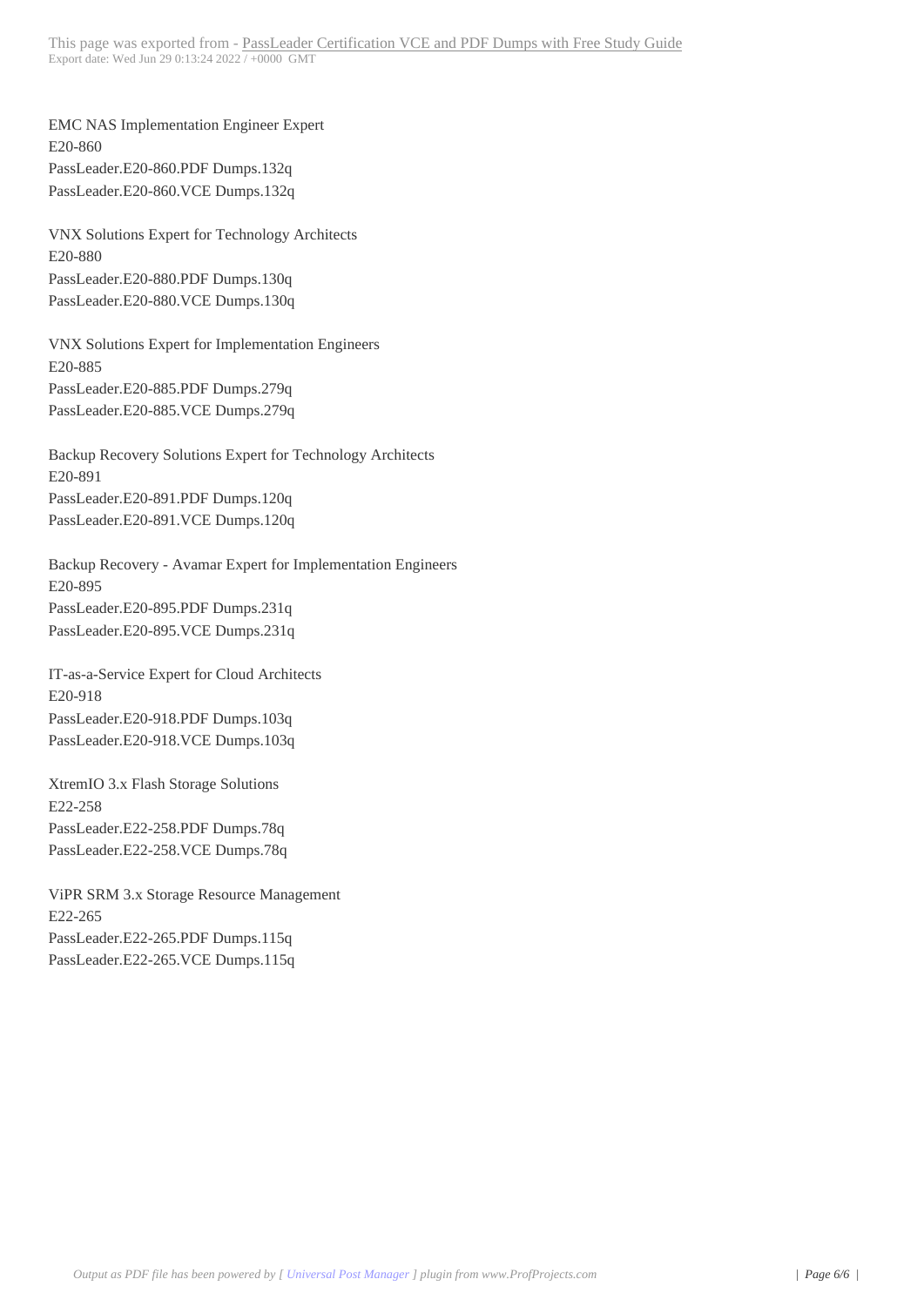EMC NAS Implementation Engineer Expert
E20-860
PassLeader.E20-860.PDF Dumps.132q
PassLeader.E20-860.VCE Dumps.132q

VNX Solutions Expert for Technology Architects
E20-880
PassLeader.E20-880.PDF Dumps.130q
PassLeader.E20-880.VCE Dumps.130q

VNX Solutions Expert for Implementation Engineers
E20-885
PassLeader.E20-885.PDF Dumps.279q
PassLeader.E20-885.VCE Dumps.279q

Backup Recovery Solutions Expert for Technology Architects
E20-891
PassLeader.E20-891.PDF Dumps.120q
PassLeader.E20-891.VCE Dumps.120q

Backup Recovery - Avamar Expert for Implementation Engineers
E20-895
PassLeader.E20-895.PDF Dumps.231q
PassLeader.E20-895.VCE Dumps.231q

IT-as-a-Service Expert for Cloud Architects
E20-918
PassLeader.E20-918.PDF Dumps.103q
PassLeader.E20-918.VCE Dumps.103q

XtremIO 3.x Flash Storage Solutions
E22-258
PassLeader.E22-258.PDF Dumps.78q
PassLeader.E22-258.VCE Dumps.78q

ViPR SRM 3.x Storage Resource Management
E22-265
PassLeader.E22-265.PDF Dumps.115q
PassLeader.E22-265.VCE Dumps.115q